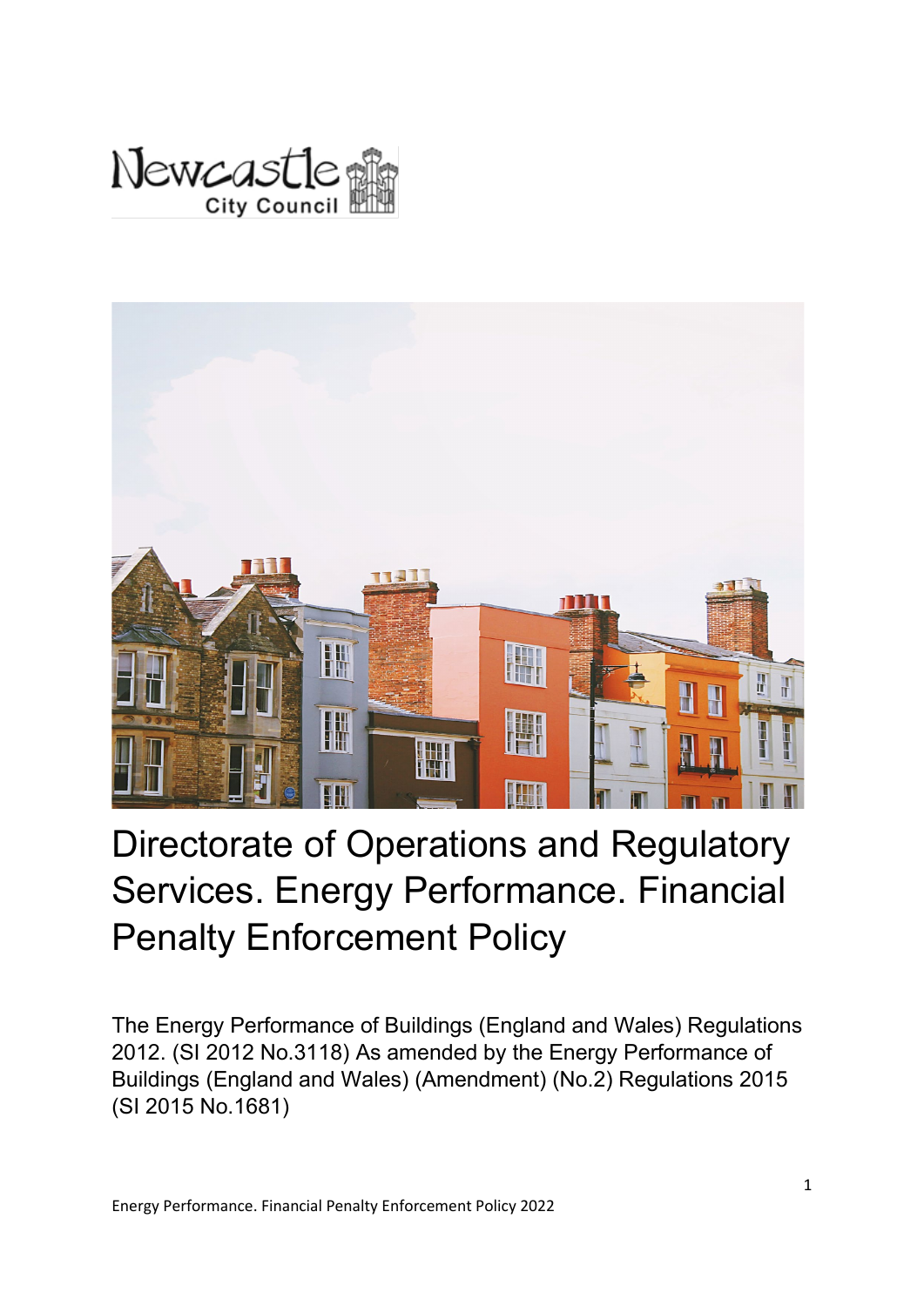Newcastle City Council

# Directorate of Operations and Regulatory Services. Energy Performance. Financial Penalty Enforcement Policy

The Energy Performance of Buildings (England and Wales) Regulations 2012. (SI 2012 No.3118) As amended by the Energy Performance of Buildings (England and Wales) (Amendment) (No.2) Regulations 2015 (SI 2015 No.1681)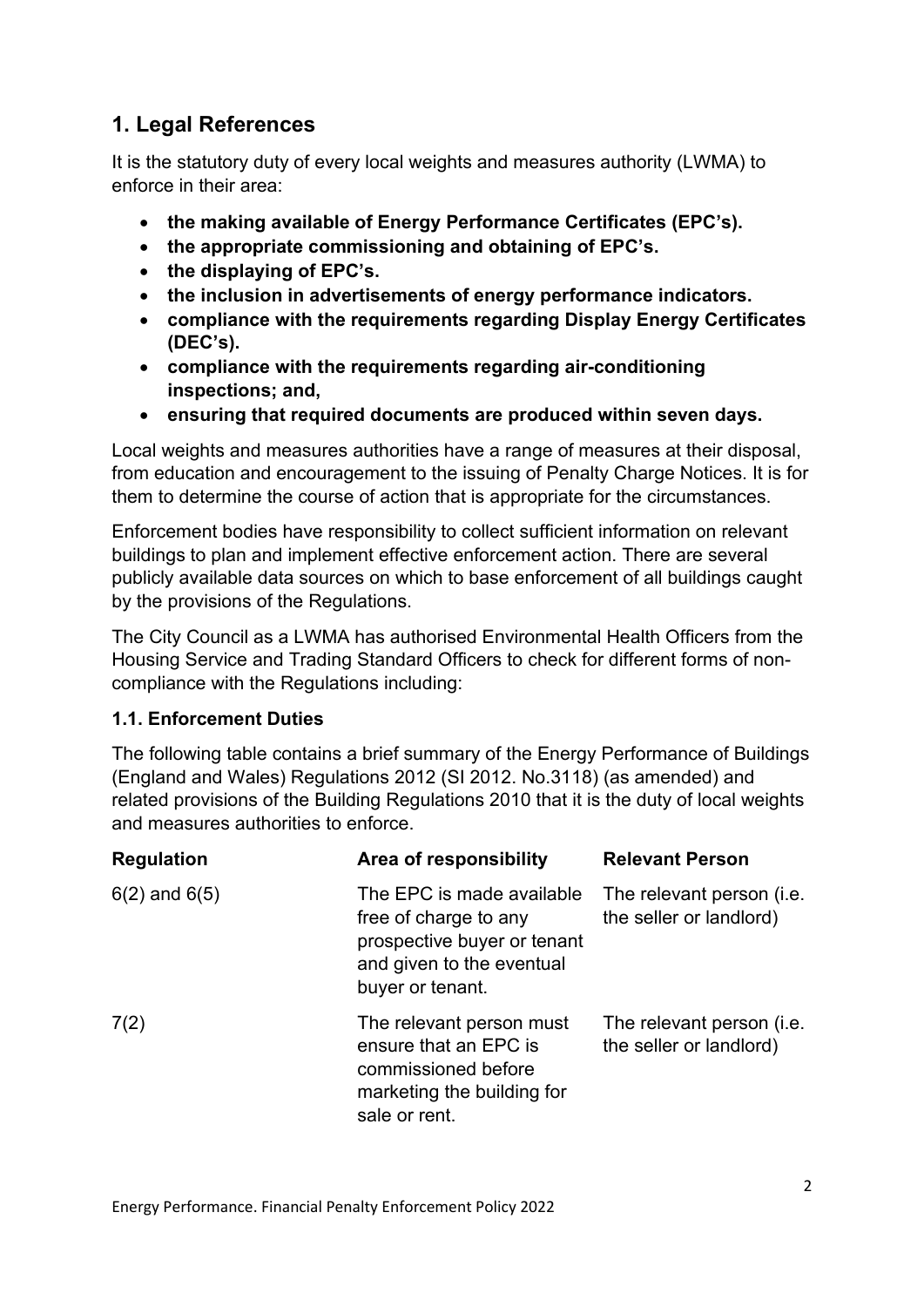## 1. Legal References

It is the statutory duty of every local weights and measures authority (LWMA) to enforce in their area:

- **the making available of Energy Performance Certificates (EPC's).**
- **the appropriate commissioning and obtaining of EPC's.**
- **the displaying of EPC's.**
- **the inclusion in advertisements of energy performance indicators.**
- **compliance with the requirements regarding Display Energy Certificates (DEC's).**
- **compliance with the requirements regarding air-conditioning inspections; and,**
- **ensuring that required documents are produced within seven days.**

Local weights and measures authorities have a range of measures at their disposal, from education and encouragement to the issuing of Penalty Charge Notices. It is for them to determine the course of action that is appropriate for the circumstances.

Enforcement bodies have responsibility to collect sufficient information on relevant buildings to plan and implement effective enforcement action. There are several publicly available data sources on which to base enforcement of all buildings caught by the provisions of the Regulations.

The City Council as a LWMA has authorised Environmental Health Officers from the Housing Service and Trading Standard Officers to check for different forms of non-compliance with the Regulations including:

### 1.1. Enforcement Duties

The following table contains a brief summary of the Energy Performance of Buildings (England and Wales) Regulations 2012 (SI 2012. No.3118) (as amended) and related provisions of the Building Regulations 2010 that it is the duty of local weights and measures authorities to enforce.

| Regulation | Area of responsibility | Relevant Person |
|---|---|---|
| 6(2) and 6(5) | The EPC is made available free of charge to any prospective buyer or tenant and given to the eventual buyer or tenant. | The relevant person (i.e. the seller or landlord) |
| 7(2) | The relevant person must ensure that an EPC is commissioned before marketing the building for sale or rent. | The relevant person (i.e. the seller or landlord) |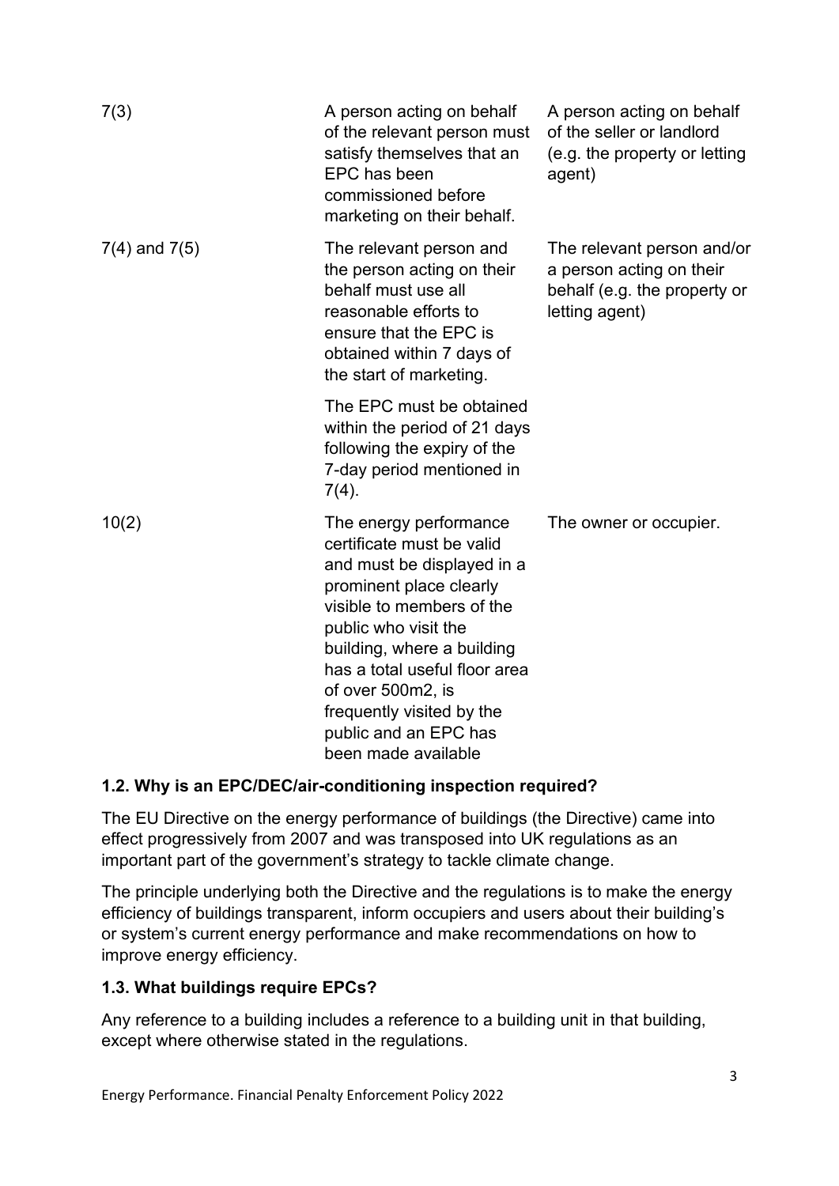| | | |
|---|---|---|
| 7(3) | A person acting on behalf of the relevant person must satisfy themselves that an EPC has been commissioned before marketing on their behalf. | A person acting on behalf of the seller or landlord (e.g. the property or letting agent) |
| 7(4) and 7(5) | The relevant person and the person acting on their behalf must use all reasonable efforts to ensure that the EPC is obtained within 7 days of the start of marketing.<br><br>The EPC must be obtained within the period of 21 days following the expiry of the 7-day period mentioned in 7(4). | The relevant person and/or a person acting on their behalf (e.g. the property or letting agent) |
| 10(2) | The energy performance certificate must be valid and must be displayed in a prominent place clearly visible to members of the public who visit the building, where a building has a total useful floor area of over 500m2, is frequently visited by the public and an EPC has been made available | The owner or occupier. |

### 1.2. Why is an EPC/DEC/air-conditioning inspection required?

The EU Directive on the energy performance of buildings (the Directive) came into effect progressively from 2007 and was transposed into UK regulations as an important part of the government's strategy to tackle climate change.

The principle underlying both the Directive and the regulations is to make the energy efficiency of buildings transparent, inform occupiers and users about their building's or system's current energy performance and make recommendations on how to improve energy efficiency.

### 1.3. What buildings require EPCs?

Any reference to a building includes a reference to a building unit in that building, except where otherwise stated in the regulations.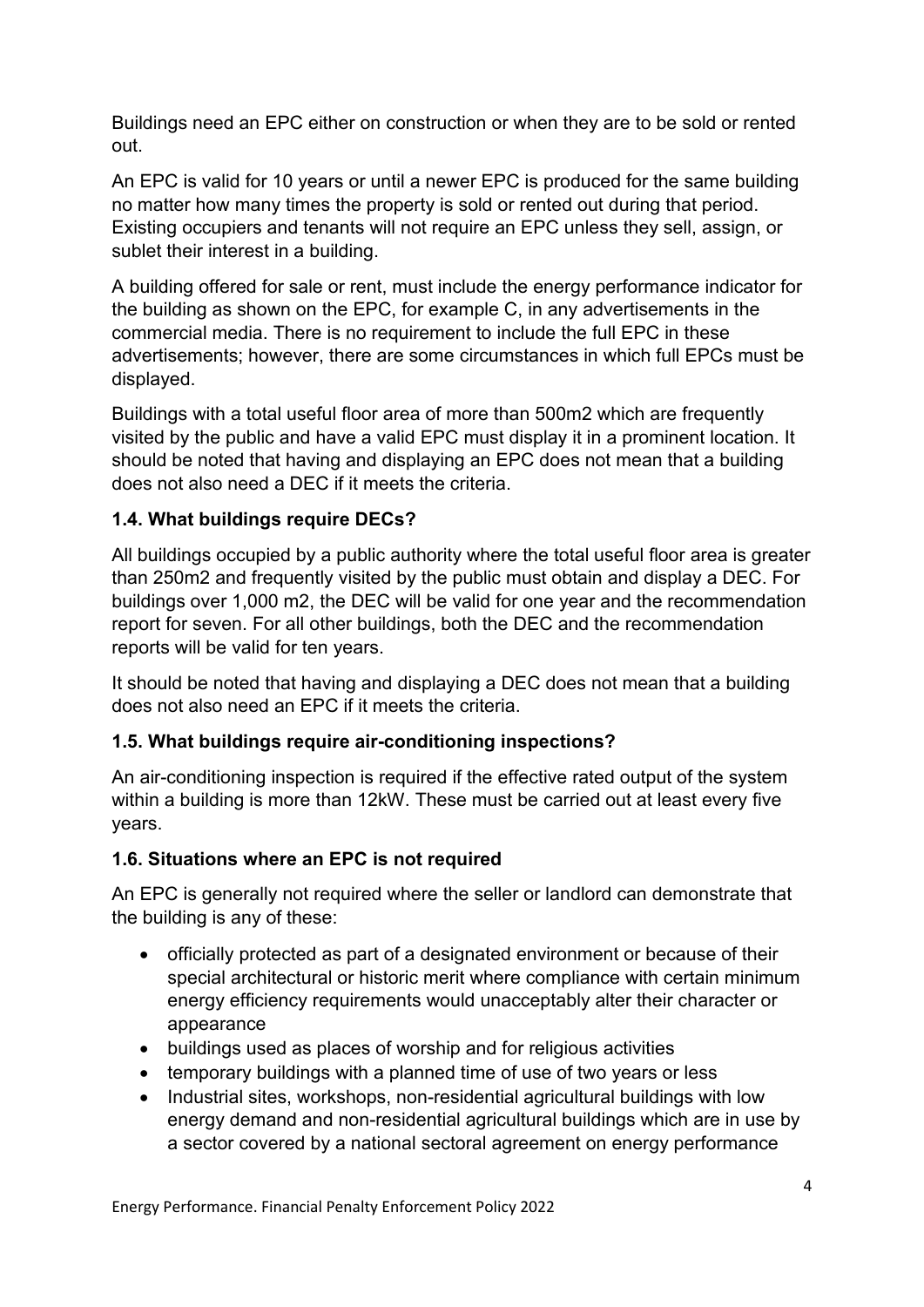Buildings need an EPC either on construction or when they are to be sold or rented out.

An EPC is valid for 10 years or until a newer EPC is produced for the same building no matter how many times the property is sold or rented out during that period. Existing occupiers and tenants will not require an EPC unless they sell, assign, or sublet their interest in a building.

A building offered for sale or rent, must include the energy performance indicator for the building as shown on the EPC, for example C, in any advertisements in the commercial media. There is no requirement to include the full EPC in these advertisements; however, there are some circumstances in which full EPCs must be displayed.

Buildings with a total useful floor area of more than 500m2 which are frequently visited by the public and have a valid EPC must display it in a prominent location. It should be noted that having and displaying an EPC does not mean that a building does not also need a DEC if it meets the criteria.

### 1.4. What buildings require DECs?

All buildings occupied by a public authority where the total useful floor area is greater than 250m2 and frequently visited by the public must obtain and display a DEC. For buildings over 1,000 m2, the DEC will be valid for one year and the recommendation report for seven. For all other buildings, both the DEC and the recommendation reports will be valid for ten years.

It should be noted that having and displaying a DEC does not mean that a building does not also need an EPC if it meets the criteria.

### 1.5. What buildings require air-conditioning inspections?

An air-conditioning inspection is required if the effective rated output of the system within a building is more than 12kW. These must be carried out at least every five years.

### 1.6. Situations where an EPC is not required

An EPC is generally not required where the seller or landlord can demonstrate that the building is any of these:

- officially protected as part of a designated environment or because of their special architectural or historic merit where compliance with certain minimum energy efficiency requirements would unacceptably alter their character or appearance
- buildings used as places of worship and for religious activities
- temporary buildings with a planned time of use of two years or less
- Industrial sites, workshops, non-residential agricultural buildings with low energy demand and non-residential agricultural buildings which are in use by a sector covered by a national sectoral agreement on energy performance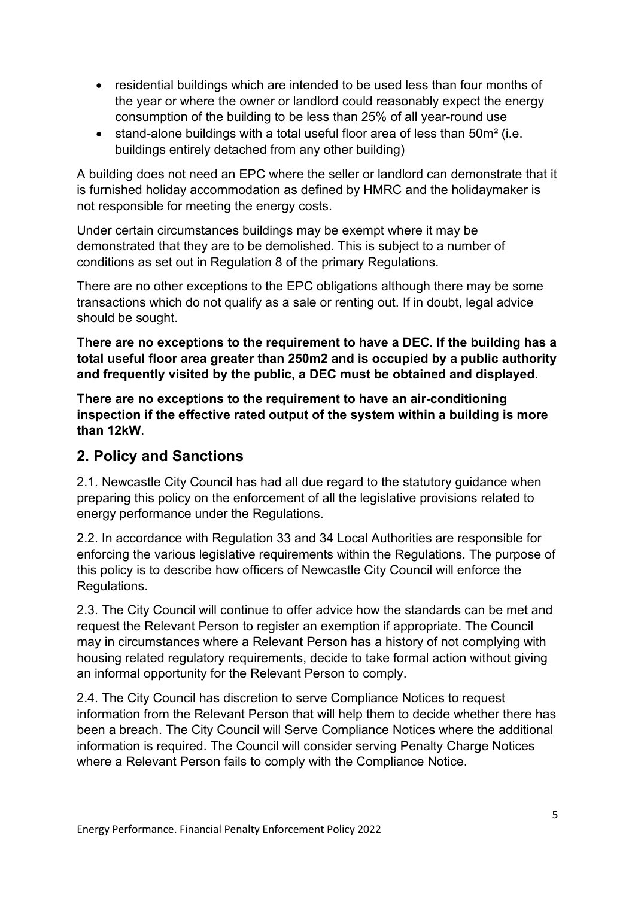- residential buildings which are intended to be used less than four months of the year or where the owner or landlord could reasonably expect the energy consumption of the building to be less than 25% of all year-round use
- stand-alone buildings with a total useful floor area of less than 50m² (i.e. buildings entirely detached from any other building)

A building does not need an EPC where the seller or landlord can demonstrate that it is furnished holiday accommodation as defined by HMRC and the holidaymaker is not responsible for meeting the energy costs.

Under certain circumstances buildings may be exempt where it may be demonstrated that they are to be demolished. This is subject to a number of conditions as set out in Regulation 8 of the primary Regulations.

There are no other exceptions to the EPC obligations although there may be some transactions which do not qualify as a sale or renting out. If in doubt, legal advice should be sought.

**There are no exceptions to the requirement to have a DEC. If the building has a total useful floor area greater than 250m2 and is occupied by a public authority and frequently visited by the public, a DEC must be obtained and displayed.**

**There are no exceptions to the requirement to have an air-conditioning inspection if the effective rated output of the system within a building is more than 12kW**.

## 2. Policy and Sanctions

2.1. Newcastle City Council has had all due regard to the statutory guidance when preparing this policy on the enforcement of all the legislative provisions related to energy performance under the Regulations.

2.2. In accordance with Regulation 33 and 34 Local Authorities are responsible for enforcing the various legislative requirements within the Regulations. The purpose of this policy is to describe how officers of Newcastle City Council will enforce the Regulations.

2.3. The City Council will continue to offer advice how the standards can be met and request the Relevant Person to register an exemption if appropriate. The Council may in circumstances where a Relevant Person has a history of not complying with housing related regulatory requirements, decide to take formal action without giving an informal opportunity for the Relevant Person to comply.

2.4. The City Council has discretion to serve Compliance Notices to request information from the Relevant Person that will help them to decide whether there has been a breach. The City Council will Serve Compliance Notices where the additional information is required. The Council will consider serving Penalty Charge Notices where a Relevant Person fails to comply with the Compliance Notice.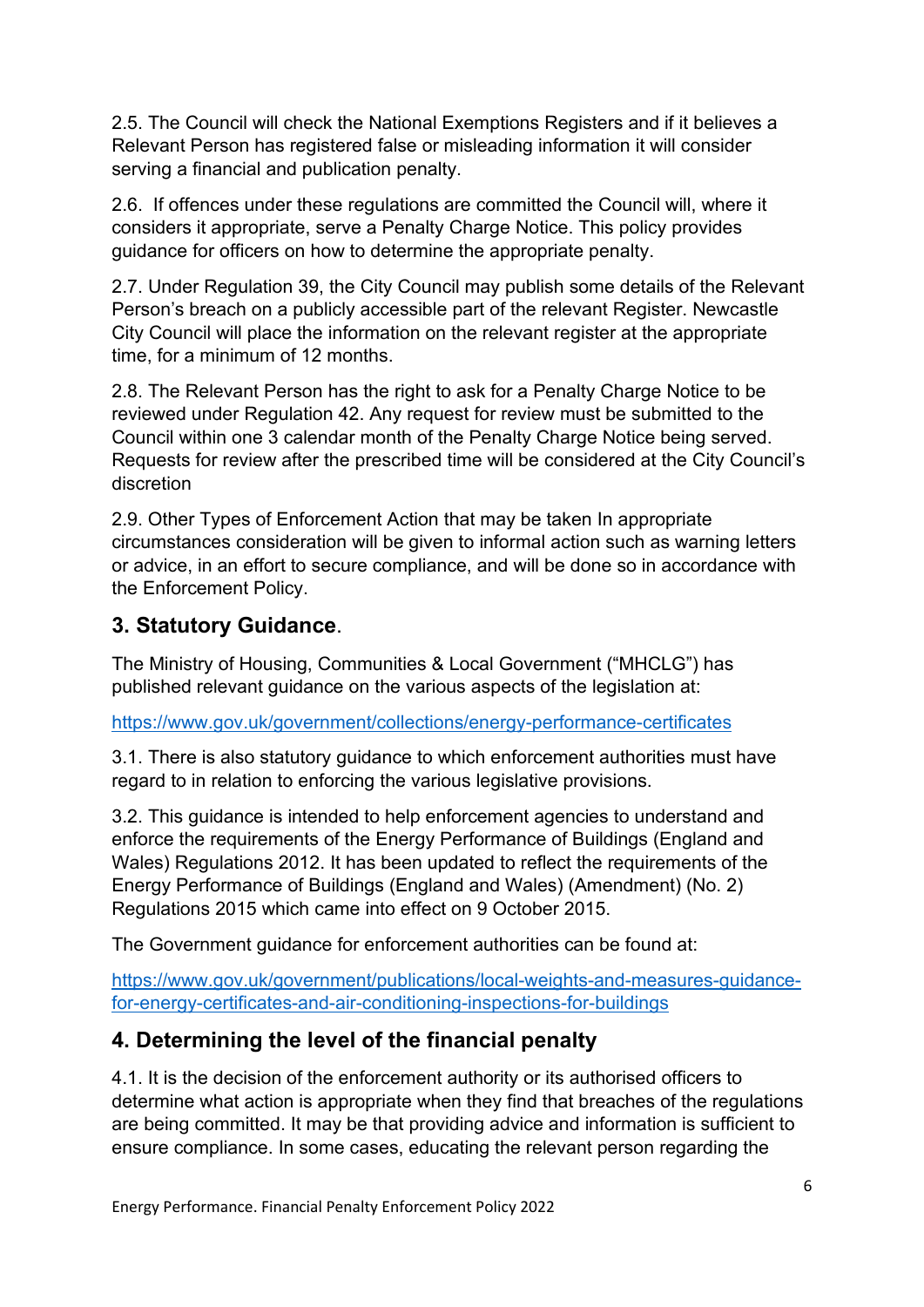2.5. The Council will check the National Exemptions Registers and if it believes a Relevant Person has registered false or misleading information it will consider serving a financial and publication penalty.

2.6. If offences under these regulations are committed the Council will, where it considers it appropriate, serve a Penalty Charge Notice. This policy provides guidance for officers on how to determine the appropriate penalty.

2.7. Under Regulation 39, the City Council may publish some details of the Relevant Person's breach on a publicly accessible part of the relevant Register. Newcastle City Council will place the information on the relevant register at the appropriate time, for a minimum of 12 months.

2.8. The Relevant Person has the right to ask for a Penalty Charge Notice to be reviewed under Regulation 42. Any request for review must be submitted to the Council within one 3 calendar month of the Penalty Charge Notice being served. Requests for review after the prescribed time will be considered at the City Council's discretion

2.9. Other Types of Enforcement Action that may be taken In appropriate circumstances consideration will be given to informal action such as warning letters or advice, in an effort to secure compliance, and will be done so in accordance with the Enforcement Policy.

## 3. Statutory Guidance.

The Ministry of Housing, Communities & Local Government ("MHCLG") has published relevant guidance on the various aspects of the legislation at:

https://www.gov.uk/government/collections/energy-performance-certificates

3.1. There is also statutory guidance to which enforcement authorities must have regard to in relation to enforcing the various legislative provisions.

3.2. This guidance is intended to help enforcement agencies to understand and enforce the requirements of the Energy Performance of Buildings (England and Wales) Regulations 2012. It has been updated to reflect the requirements of the Energy Performance of Buildings (England and Wales) (Amendment) (No. 2) Regulations 2015 which came into effect on 9 October 2015.

The Government guidance for enforcement authorities can be found at:

https://www.gov.uk/government/publications/local-weights-and-measures-guidance-for-energy-certificates-and-air-conditioning-inspections-for-buildings

## 4. Determining the level of the financial penalty

4.1. It is the decision of the enforcement authority or its authorised officers to determine what action is appropriate when they find that breaches of the regulations are being committed. It may be that providing advice and information is sufficient to ensure compliance. In some cases, educating the relevant person regarding the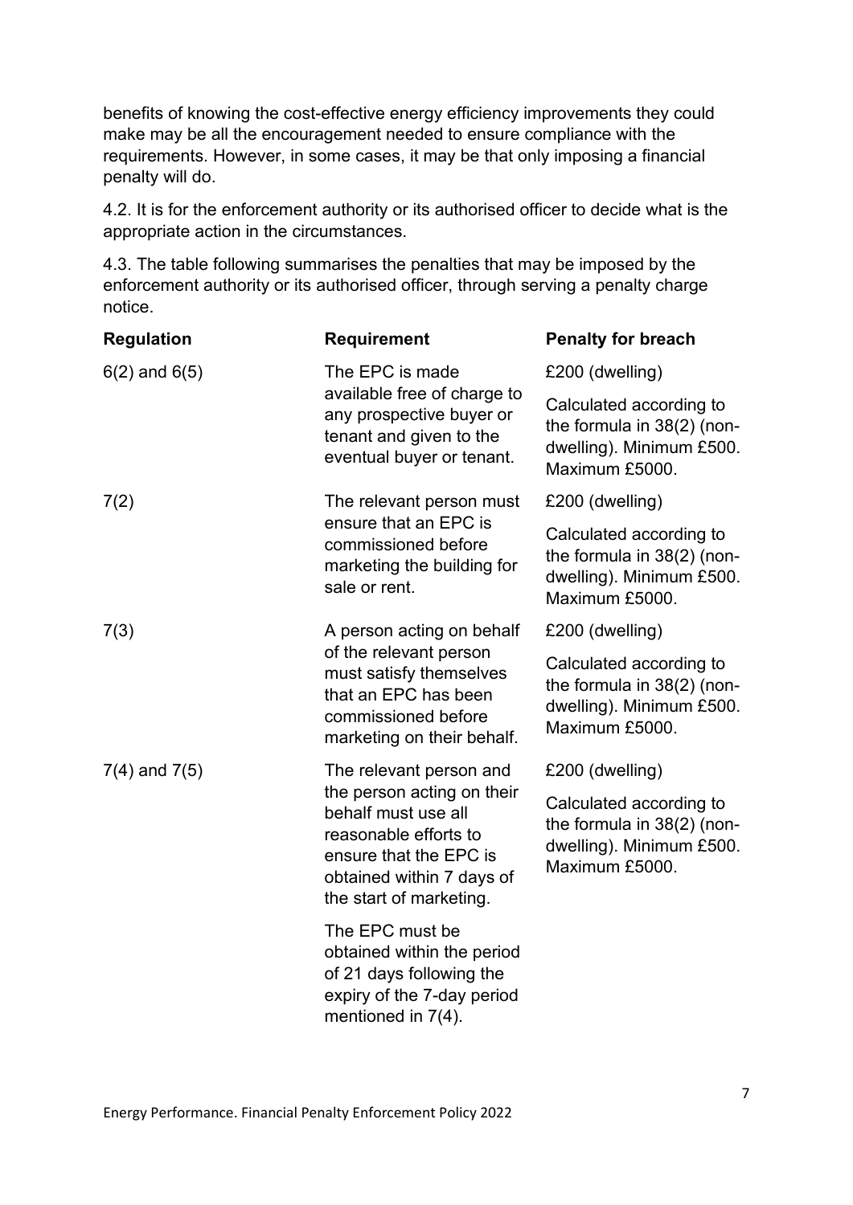benefits of knowing the cost-effective energy efficiency improvements they could make may be all the encouragement needed to ensure compliance with the requirements. However, in some cases, it may be that only imposing a financial penalty will do.

4.2. It is for the enforcement authority or its authorised officer to decide what is the appropriate action in the circumstances.

4.3. The table following summarises the penalties that may be imposed by the enforcement authority or its authorised officer, through serving a penalty charge notice.

| Regulation | Requirement | Penalty for breach |
|---|---|---|
| 6(2) and 6(5) | The EPC is made available free of charge to any prospective buyer or tenant and given to the eventual buyer or tenant. | £200 (dwelling)<br><br>Calculated according to the formula in 38(2) (non-dwelling). Minimum £500. Maximum £5000. |
| 7(2) | The relevant person must ensure that an EPC is commissioned before marketing the building for sale or rent. | £200 (dwelling)<br><br>Calculated according to the formula in 38(2) (non-dwelling). Minimum £500. Maximum £5000. |
| 7(3) | A person acting on behalf of the relevant person must satisfy themselves that an EPC has been commissioned before marketing on their behalf. | £200 (dwelling)<br><br>Calculated according to the formula in 38(2) (non-dwelling). Minimum £500. Maximum £5000. |
| 7(4) and 7(5) | The relevant person and the person acting on their behalf must use all reasonable efforts to ensure that the EPC is obtained within 7 days of the start of marketing.<br><br>The EPC must be obtained within the period of 21 days following the expiry of the 7-day period mentioned in 7(4). | £200 (dwelling)<br><br>Calculated according to the formula in 38(2) (non-dwelling). Minimum £500. Maximum £5000. |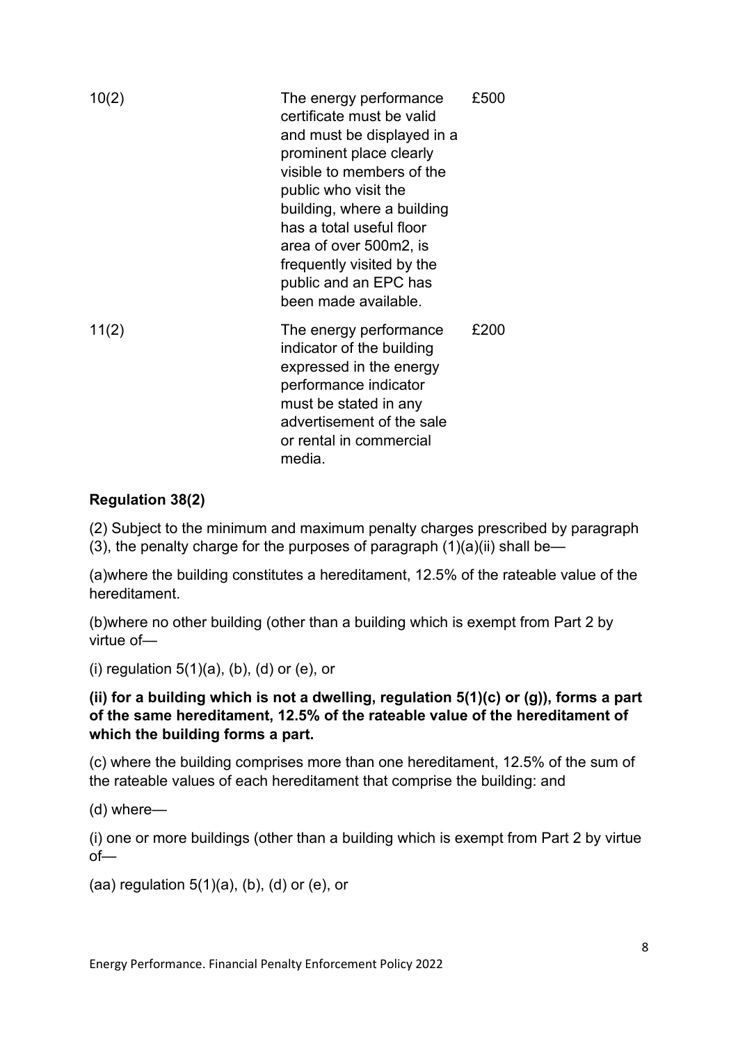| | | |
|---|---|---|
| 10(2) | The energy performance certificate must be valid and must be displayed in a prominent place clearly visible to members of the public who visit the building, where a building has a total useful floor area of over 500m2, is frequently visited by the public and an EPC has been made available. | £500 |
| 11(2) | The energy performance indicator of the building expressed in the energy performance indicator must be stated in any advertisement of the sale or rental in commercial media. | £200 |

**Regulation 38(2)**

(2) Subject to the minimum and maximum penalty charges prescribed by paragraph (3), the penalty charge for the purposes of paragraph (1)(a)(ii) shall be—

(a)where the building constitutes a hereditament, 12.5% of the rateable value of the hereditament.

(b)where no other building (other than a building which is exempt from Part 2 by virtue of—

(i) regulation 5(1)(a), (b), (d) or (e), or

**(ii) for a building which is not a dwelling, regulation 5(1)(c) or (g)), forms a part of the same hereditament, 12.5% of the rateable value of the hereditament of which the building forms a part.**

(c) where the building comprises more than one hereditament, 12.5% of the sum of the rateable values of each hereditament that comprise the building: and

(d) where—

(i) one or more buildings (other than a building which is exempt from Part 2 by virtue of—

(aa) regulation 5(1)(a), (b), (d) or (e), or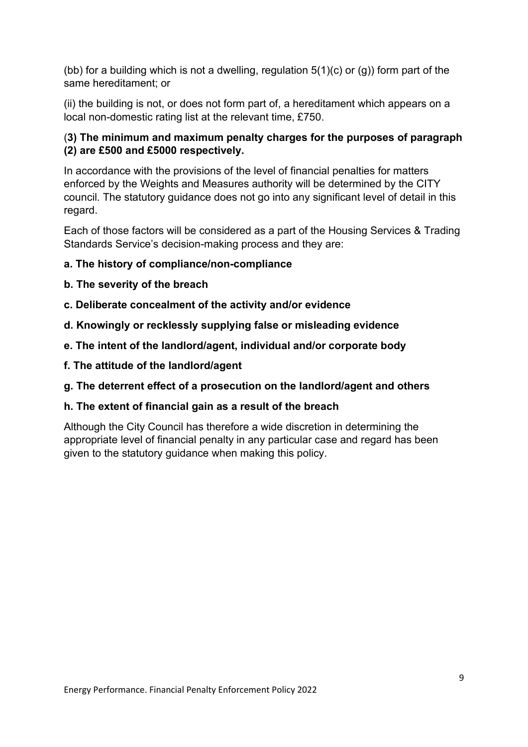(bb) for a building which is not a dwelling, regulation 5(1)(c) or (g)) form part of the same hereditament; or

(ii) the building is not, or does not form part of, a hereditament which appears on a local non-domestic rating list at the relevant time, £750.

(**3) The minimum and maximum penalty charges for the purposes of paragraph (2) are £500 and £5000 respectively.**

In accordance with the provisions of the level of financial penalties for matters enforced by the Weights and Measures authority will be determined by the CITY council. The statutory guidance does not go into any significant level of detail in this regard.

Each of those factors will be considered as a part of the Housing Services & Trading Standards Service's decision-making process and they are:

**a. The history of compliance/non-compliance**

**b. The severity of the breach**

**c. Deliberate concealment of the activity and/or evidence**

**d. Knowingly or recklessly supplying false or misleading evidence**

**e. The intent of the landlord/agent, individual and/or corporate body**

**f. The attitude of the landlord/agent**

**g. The deterrent effect of a prosecution on the landlord/agent and others**

**h. The extent of financial gain as a result of the breach**

Although the City Council has therefore a wide discretion in determining the appropriate level of financial penalty in any particular case and regard has been given to the statutory guidance when making this policy.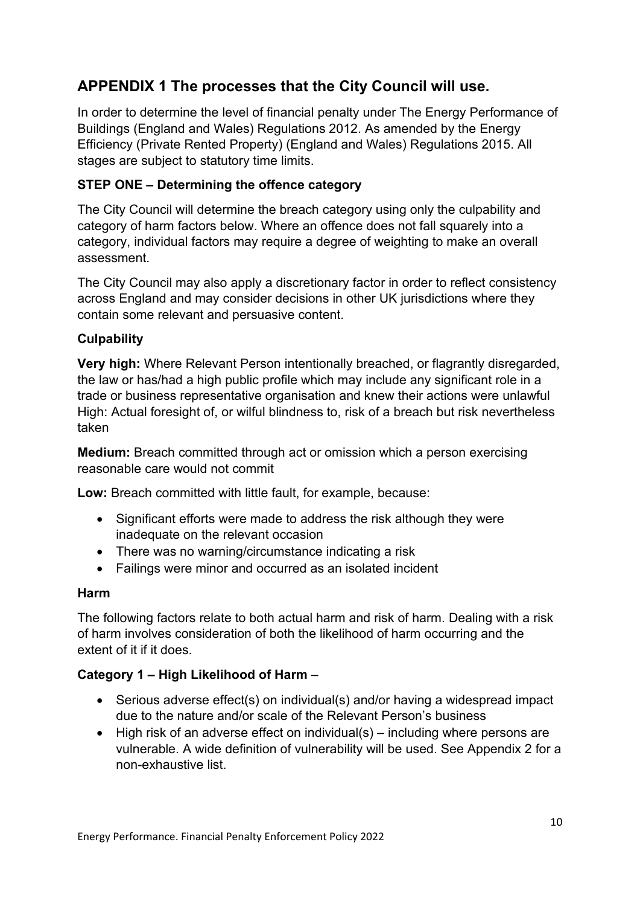## APPENDIX 1 The processes that the City Council will use.

In order to determine the level of financial penalty under The Energy Performance of Buildings (England and Wales) Regulations 2012. As amended by the Energy Efficiency (Private Rented Property) (England and Wales) Regulations 2015. All stages are subject to statutory time limits.

### STEP ONE – Determining the offence category

The City Council will determine the breach category using only the culpability and category of harm factors below. Where an offence does not fall squarely into a category, individual factors may require a degree of weighting to make an overall assessment.

The City Council may also apply a discretionary factor in order to reflect consistency across England and may consider decisions in other UK jurisdictions where they contain some relevant and persuasive content.

#### Culpability

**Very high:** Where Relevant Person intentionally breached, or flagrantly disregarded, the law or has/had a high public profile which may include any significant role in a trade or business representative organisation and knew their actions were unlawful High: Actual foresight of, or wilful blindness to, risk of a breach but risk nevertheless taken

**Medium:** Breach committed through act or omission which a person exercising reasonable care would not commit

**Low:** Breach committed with little fault, for example, because:

- Significant efforts were made to address the risk although they were inadequate on the relevant occasion
- There was no warning/circumstance indicating a risk
- Failings were minor and occurred as an isolated incident

#### Harm

The following factors relate to both actual harm and risk of harm. Dealing with a risk of harm involves consideration of both the likelihood of harm occurring and the extent of it if it does.

**Category 1 – High Likelihood of Harm** –

- Serious adverse effect(s) on individual(s) and/or having a widespread impact due to the nature and/or scale of the Relevant Person's business
- High risk of an adverse effect on individual(s) – including where persons are vulnerable. A wide definition of vulnerability will be used. See Appendix 2 for a non-exhaustive list.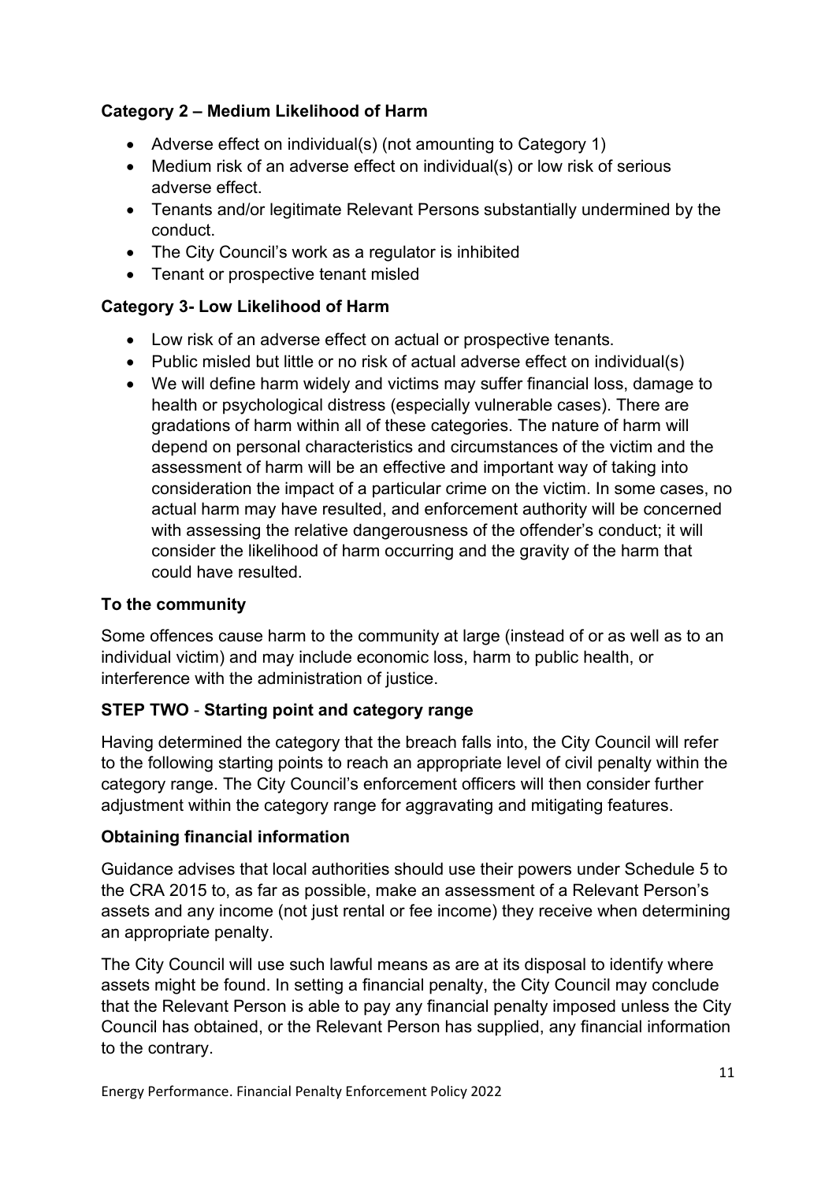**Category 2 – Medium Likelihood of Harm**

- Adverse effect on individual(s) (not amounting to Category 1)
- Medium risk of an adverse effect on individual(s) or low risk of serious adverse effect.
- Tenants and/or legitimate Relevant Persons substantially undermined by the conduct.
- The City Council's work as a regulator is inhibited
- Tenant or prospective tenant misled

**Category 3- Low Likelihood of Harm**

- Low risk of an adverse effect on actual or prospective tenants.
- Public misled but little or no risk of actual adverse effect on individual(s)
- We will define harm widely and victims may suffer financial loss, damage to health or psychological distress (especially vulnerable cases). There are gradations of harm within all of these categories. The nature of harm will depend on personal characteristics and circumstances of the victim and the assessment of harm will be an effective and important way of taking into consideration the impact of a particular crime on the victim. In some cases, no actual harm may have resulted, and enforcement authority will be concerned with assessing the relative dangerousness of the offender's conduct; it will consider the likelihood of harm occurring and the gravity of the harm that could have resulted.

**To the community**

Some offences cause harm to the community at large (instead of or as well as to an individual victim) and may include economic loss, harm to public health, or interference with the administration of justice.

**STEP TWO - Starting point and category range**

Having determined the category that the breach falls into, the City Council will refer to the following starting points to reach an appropriate level of civil penalty within the category range. The City Council's enforcement officers will then consider further adjustment within the category range for aggravating and mitigating features.

**Obtaining financial information**

Guidance advises that local authorities should use their powers under Schedule 5 to the CRA 2015 to, as far as possible, make an assessment of a Relevant Person's assets and any income (not just rental or fee income) they receive when determining an appropriate penalty.

The City Council will use such lawful means as are at its disposal to identify where assets might be found. In setting a financial penalty, the City Council may conclude that the Relevant Person is able to pay any financial penalty imposed unless the City Council has obtained, or the Relevant Person has supplied, any financial information to the contrary.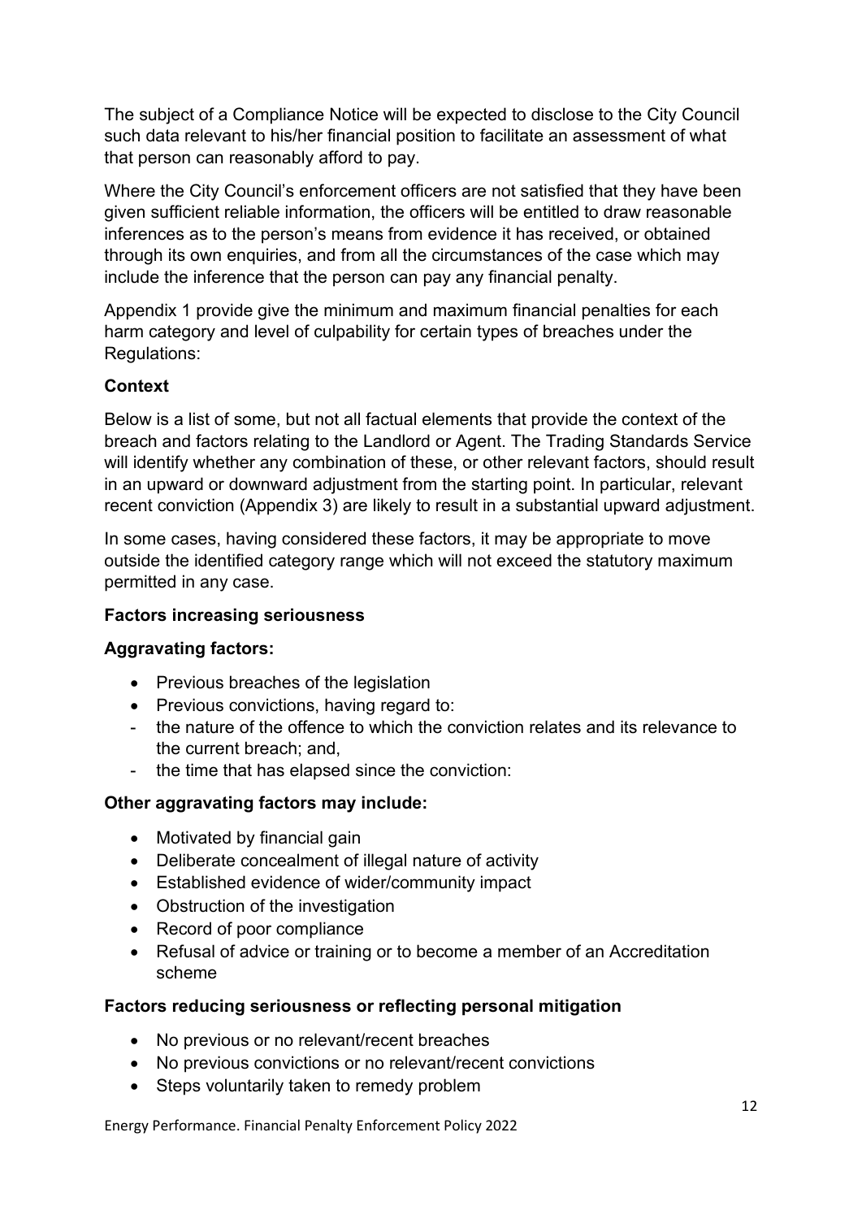The subject of a Compliance Notice will be expected to disclose to the City Council such data relevant to his/her financial position to facilitate an assessment of what that person can reasonably afford to pay.

Where the City Council's enforcement officers are not satisfied that they have been given sufficient reliable information, the officers will be entitled to draw reasonable inferences as to the person's means from evidence it has received, or obtained through its own enquiries, and from all the circumstances of the case which may include the inference that the person can pay any financial penalty.

Appendix 1 provide give the minimum and maximum financial penalties for each harm category and level of culpability for certain types of breaches under the Regulations:

**Context**

Below is a list of some, but not all factual elements that provide the context of the breach and factors relating to the Landlord or Agent. The Trading Standards Service will identify whether any combination of these, or other relevant factors, should result in an upward or downward adjustment from the starting point. In particular, relevant recent conviction (Appendix 3) are likely to result in a substantial upward adjustment.

In some cases, having considered these factors, it may be appropriate to move outside the identified category range which will not exceed the statutory maximum permitted in any case.

**Factors increasing seriousness**

**Aggravating factors:**

- Previous breaches of the legislation
- Previous convictions, having regard to:
  - the nature of the offence to which the conviction relates and its relevance to the current breach; and,
  - the time that has elapsed since the conviction:

**Other aggravating factors may include:**

- Motivated by financial gain
- Deliberate concealment of illegal nature of activity
- Established evidence of wider/community impact
- Obstruction of the investigation
- Record of poor compliance
- Refusal of advice or training or to become a member of an Accreditation scheme

**Factors reducing seriousness or reflecting personal mitigation**

- No previous or no relevant/recent breaches
- No previous convictions or no relevant/recent convictions
- Steps voluntarily taken to remedy problem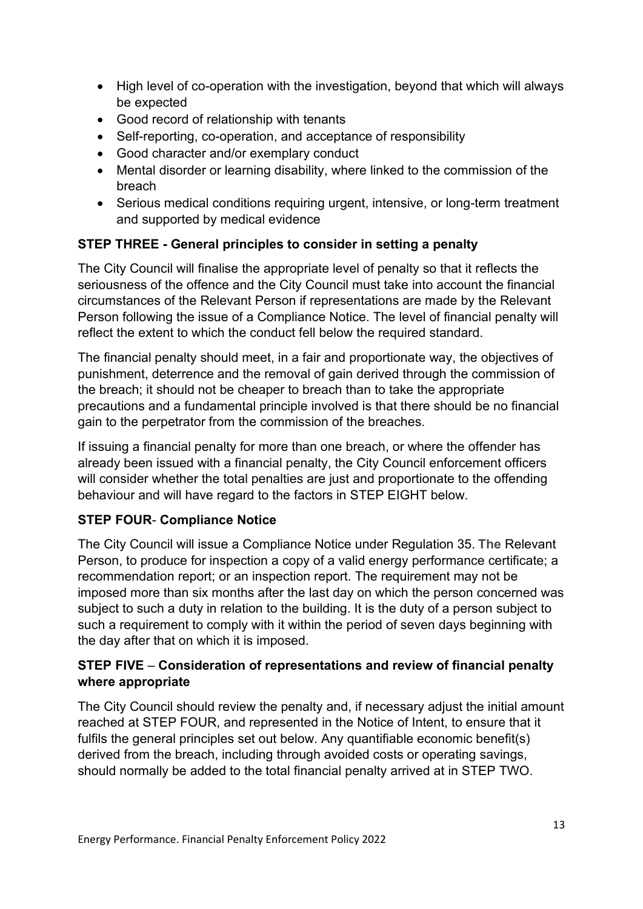- High level of co-operation with the investigation, beyond that which will always be expected
- Good record of relationship with tenants
- Self-reporting, co-operation, and acceptance of responsibility
- Good character and/or exemplary conduct
- Mental disorder or learning disability, where linked to the commission of the breach
- Serious medical conditions requiring urgent, intensive, or long-term treatment and supported by medical evidence

**STEP THREE - General principles to consider in setting a penalty**

The City Council will finalise the appropriate level of penalty so that it reflects the seriousness of the offence and the City Council must take into account the financial circumstances of the Relevant Person if representations are made by the Relevant Person following the issue of a Compliance Notice. The level of financial penalty will reflect the extent to which the conduct fell below the required standard.

The financial penalty should meet, in a fair and proportionate way, the objectives of punishment, deterrence and the removal of gain derived through the commission of the breach; it should not be cheaper to breach than to take the appropriate precautions and a fundamental principle involved is that there should be no financial gain to the perpetrator from the commission of the breaches.

If issuing a financial penalty for more than one breach, or where the offender has already been issued with a financial penalty, the City Council enforcement officers will consider whether the total penalties are just and proportionate to the offending behaviour and will have regard to the factors in STEP EIGHT below.

**STEP FOUR- Compliance Notice**

The City Council will issue a Compliance Notice under Regulation 35. **The** Relevant Person, to produce for inspection a copy of a valid energy performance certificate; a recommendation report; or an inspection report. The requirement may not be imposed more than six months after the last day on which the person concerned was subject to such a duty in relation to the building. It is the duty of a person subject to such a requirement to comply with it within the period of seven days beginning with the day after that on which it is imposed.

**STEP FIVE – Consideration of representations and review of financial penalty where appropriate**

The City Council should review the penalty and, if necessary adjust the initial amount reached at STEP FOUR, and represented in the Notice of Intent, to ensure that it fulfils the general principles set out below. Any quantifiable economic benefit(s) derived from the breach, including through avoided costs or operating savings, should normally be added to the total financial penalty arrived at in STEP TWO.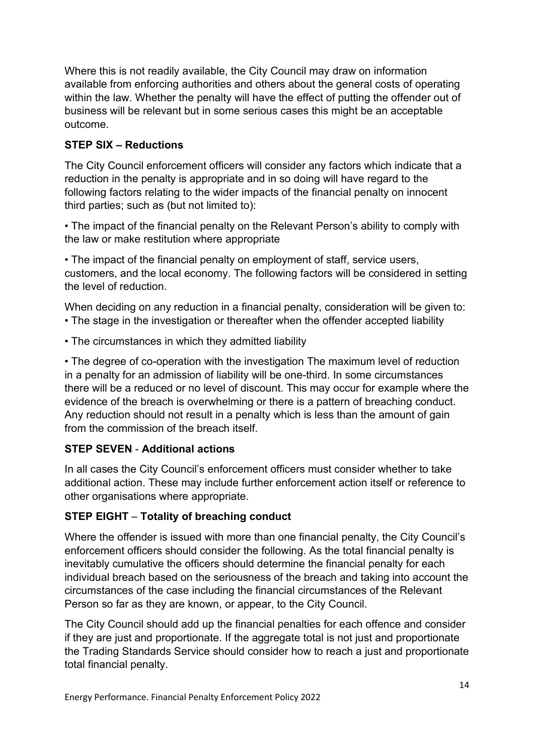Where this is not readily available, the City Council may draw on information available from enforcing authorities and others about the general costs of operating within the law. Whether the penalty will have the effect of putting the offender out of business will be relevant but in some serious cases this might be an acceptable outcome.

**STEP SIX – Reductions**

The City Council enforcement officers will consider any factors which indicate that a reduction in the penalty is appropriate and in so doing will have regard to the following factors relating to the wider impacts of the financial penalty on innocent third parties; such as (but not limited to):

• The impact of the financial penalty on the Relevant Person's ability to comply with the law or make restitution where appropriate

• The impact of the financial penalty on employment of staff, service users, customers, and the local economy. The following factors will be considered in setting the level of reduction.

When deciding on any reduction in a financial penalty, consideration will be given to:
• The stage in the investigation or thereafter when the offender accepted liability

• The circumstances in which they admitted liability

• The degree of co-operation with the investigation The maximum level of reduction in a penalty for an admission of liability will be one-third. In some circumstances there will be a reduced or no level of discount. This may occur for example where the evidence of the breach is overwhelming or there is a pattern of breaching conduct. Any reduction should not result in a penalty which is less than the amount of gain from the commission of the breach itself.

**STEP SEVEN** - **Additional actions**

In all cases the City Council's enforcement officers must consider whether to take additional action. These may include further enforcement action itself or reference to other organisations where appropriate.

**STEP EIGHT** – **Totality of breaching conduct**

Where the offender is issued with more than one financial penalty, the City Council's enforcement officers should consider the following. As the total financial penalty is inevitably cumulative the officers should determine the financial penalty for each individual breach based on the seriousness of the breach and taking into account the circumstances of the case including the financial circumstances of the Relevant Person so far as they are known, or appear, to the City Council.

The City Council should add up the financial penalties for each offence and consider if they are just and proportionate. If the aggregate total is not just and proportionate the Trading Standards Service should consider how to reach a just and proportionate total financial penalty.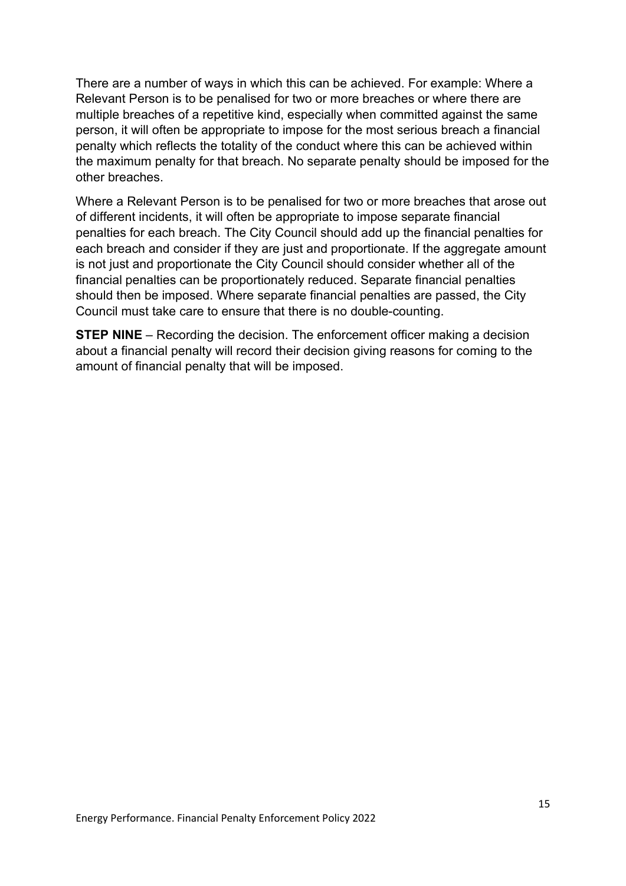There are a number of ways in which this can be achieved. For example: Where a Relevant Person is to be penalised for two or more breaches or where there are multiple breaches of a repetitive kind, especially when committed against the same person, it will often be appropriate to impose for the most serious breach a financial penalty which reflects the totality of the conduct where this can be achieved within the maximum penalty for that breach. No separate penalty should be imposed for the other breaches.

Where a Relevant Person is to be penalised for two or more breaches that arose out of different incidents, it will often be appropriate to impose separate financial penalties for each breach. The City Council should add up the financial penalties for each breach and consider if they are just and proportionate. If the aggregate amount is not just and proportionate the City Council should consider whether all of the financial penalties can be proportionately reduced. Separate financial penalties should then be imposed. Where separate financial penalties are passed, the City Council must take care to ensure that there is no double-counting.

**STEP NINE** – Recording the decision. The enforcement officer making a decision about a financial penalty will record their decision giving reasons for coming to the amount of financial penalty that will be imposed.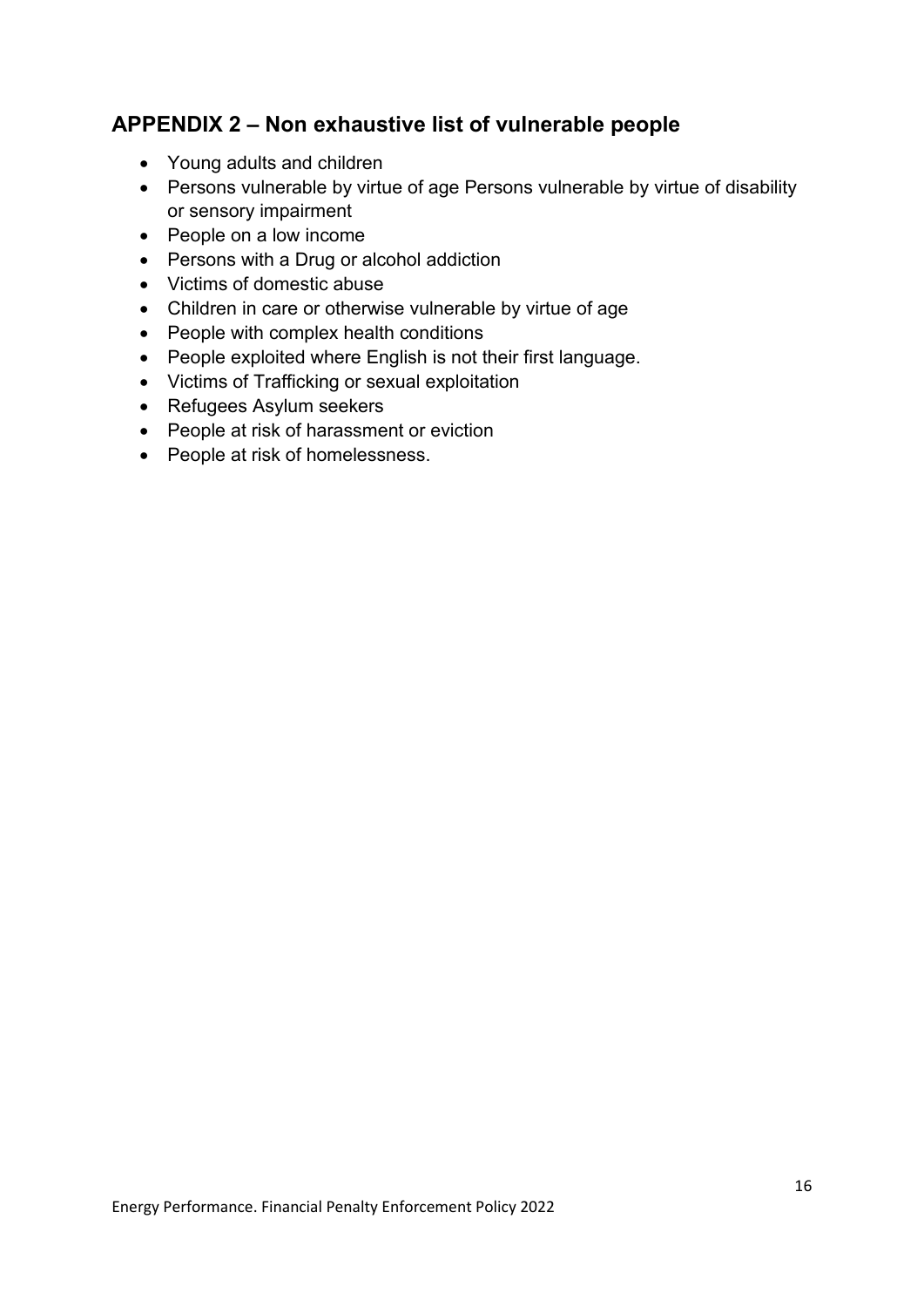## APPENDIX 2 – Non exhaustive list of vulnerable people

- Young adults and children
- Persons vulnerable by virtue of age Persons vulnerable by virtue of disability or sensory impairment
- People on a low income
- Persons with a Drug or alcohol addiction
- Victims of domestic abuse
- Children in care or otherwise vulnerable by virtue of age
- People with complex health conditions
- People exploited where English is not their first language.
- Victims of Trafficking or sexual exploitation
- Refugees Asylum seekers
- People at risk of harassment or eviction
- People at risk of homelessness.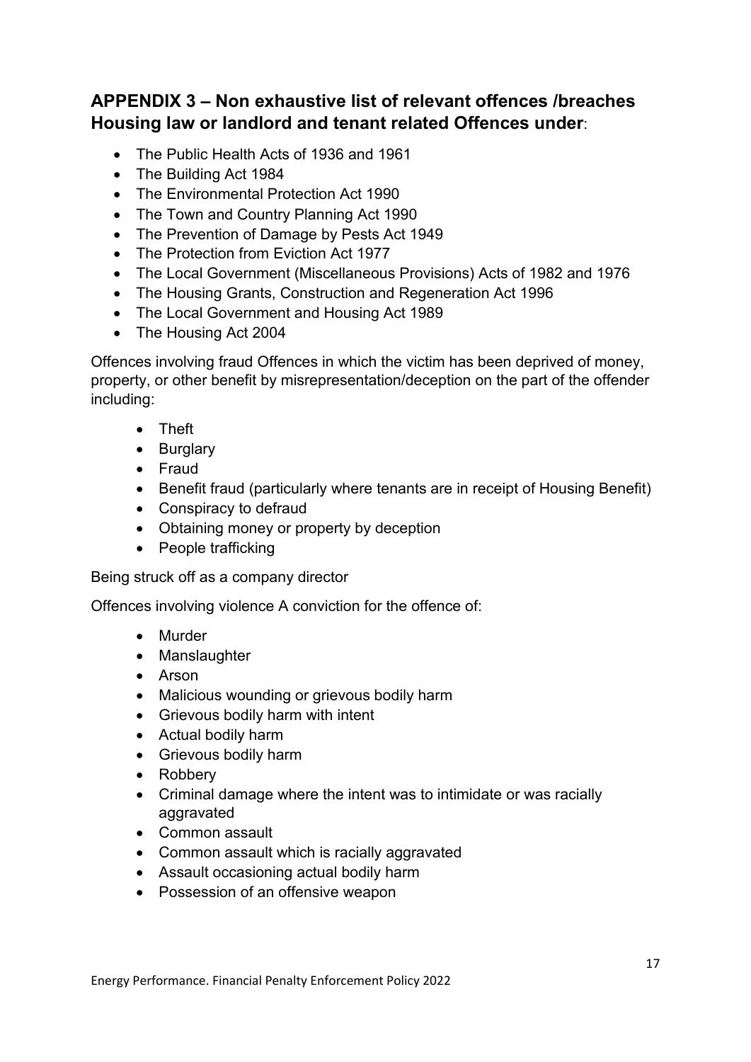## APPENDIX 3 – Non exhaustive list of relevant offences /breaches Housing law or landlord and tenant related Offences under:

- The Public Health Acts of 1936 and 1961
- The Building Act 1984
- The Environmental Protection Act 1990
- The Town and Country Planning Act 1990
- The Prevention of Damage by Pests Act 1949
- The Protection from Eviction Act 1977
- The Local Government (Miscellaneous Provisions) Acts of 1982 and 1976
- The Housing Grants, Construction and Regeneration Act 1996
- The Local Government and Housing Act 1989
- The Housing Act 2004

Offences involving fraud Offences in which the victim has been deprived of money, property, or other benefit by misrepresentation/deception on the part of the offender including:

- Theft
- Burglary
- Fraud
- Benefit fraud (particularly where tenants are in receipt of Housing Benefit)
- Conspiracy to defraud
- Obtaining money or property by deception
- People trafficking

Being struck off as a company director

Offences involving violence A conviction for the offence of:

- Murder
- Manslaughter
- Arson
- Malicious wounding or grievous bodily harm
- Grievous bodily harm with intent
- Actual bodily harm
- Grievous bodily harm
- Robbery
- Criminal damage where the intent was to intimidate or was racially aggravated
- Common assault
- Common assault which is racially aggravated
- Assault occasioning actual bodily harm
- Possession of an offensive weapon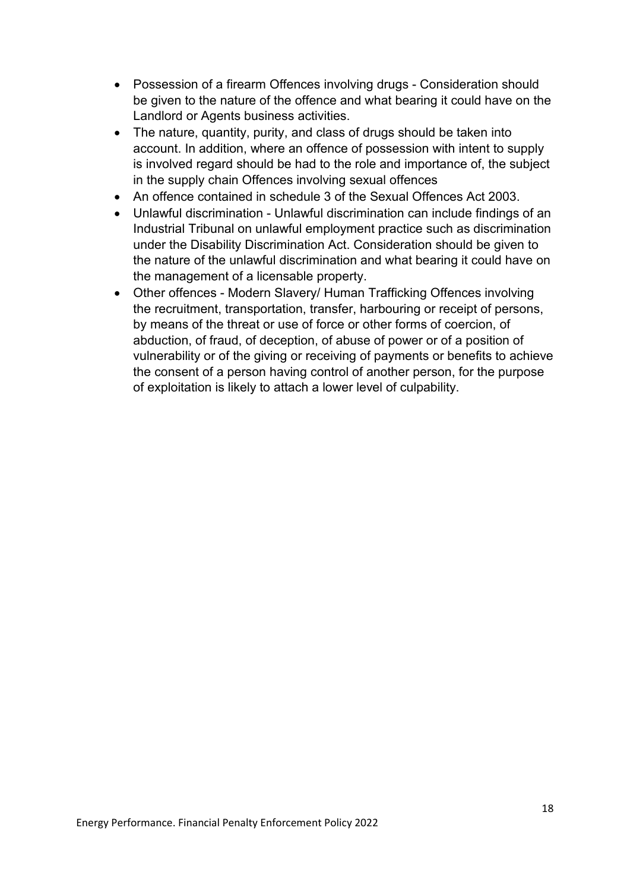- Possession of a firearm Offences involving drugs - Consideration should be given to the nature of the offence and what bearing it could have on the Landlord or Agents business activities.
- The nature, quantity, purity, and class of drugs should be taken into account. In addition, where an offence of possession with intent to supply is involved regard should be had to the role and importance of, the subject in the supply chain Offences involving sexual offences
- An offence contained in schedule 3 of the Sexual Offences Act 2003.
- Unlawful discrimination - Unlawful discrimination can include findings of an Industrial Tribunal on unlawful employment practice such as discrimination under the Disability Discrimination Act. Consideration should be given to the nature of the unlawful discrimination and what bearing it could have on the management of a licensable property.
- Other offences - Modern Slavery/ Human Trafficking Offences involving the recruitment, transportation, transfer, harbouring or receipt of persons, by means of the threat or use of force or other forms of coercion, of abduction, of fraud, of deception, of abuse of power or of a position of vulnerability or of the giving or receiving of payments or benefits to achieve the consent of a person having control of another person, for the purpose of exploitation is likely to attach a lower level of culpability.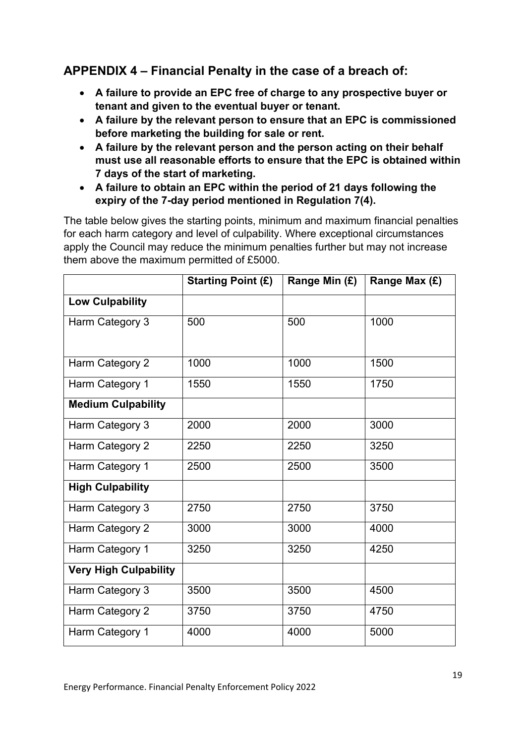## APPENDIX 4 – Financial Penalty in the case of a breach of:

- **A failure to provide an EPC free of charge to any prospective buyer or tenant and given to the eventual buyer or tenant.**
- **A failure by the relevant person to ensure that an EPC is commissioned before marketing the building for sale or rent.**
- **A failure by the relevant person and the person acting on their behalf must use all reasonable efforts to ensure that the EPC is obtained within 7 days of the start of marketing.**
- **A failure to obtain an EPC within the period of 21 days following the expiry of the 7-day period mentioned in Regulation 7(4).**

The table below gives the starting points, minimum and maximum financial penalties for each harm category and level of culpability. Where exceptional circumstances apply the Council may reduce the minimum penalties further but may not increase them above the maximum permitted of £5000.

| | Starting Point (£) | Range Min (£) | Range Max (£) |
|---|---|---|---|
| **Low Culpability** | | | |
| Harm Category 3 | 500 | 500 | 1000 |
| Harm Category 2 | 1000 | 1000 | 1500 |
| Harm Category 1 | 1550 | 1550 | 1750 |
| **Medium Culpability** | | | |
| Harm Category 3 | 2000 | 2000 | 3000 |
| Harm Category 2 | 2250 | 2250 | 3250 |
| Harm Category 1 | 2500 | 2500 | 3500 |
| **High Culpability** | | | |
| Harm Category 3 | 2750 | 2750 | 3750 |
| Harm Category 2 | 3000 | 3000 | 4000 |
| Harm Category 1 | 3250 | 3250 | 4250 |
| **Very High Culpability** | | | |
| Harm Category 3 | 3500 | 3500 | 4500 |
| Harm Category 2 | 3750 | 3750 | 4750 |
| Harm Category 1 | 4000 | 4000 | 5000 |